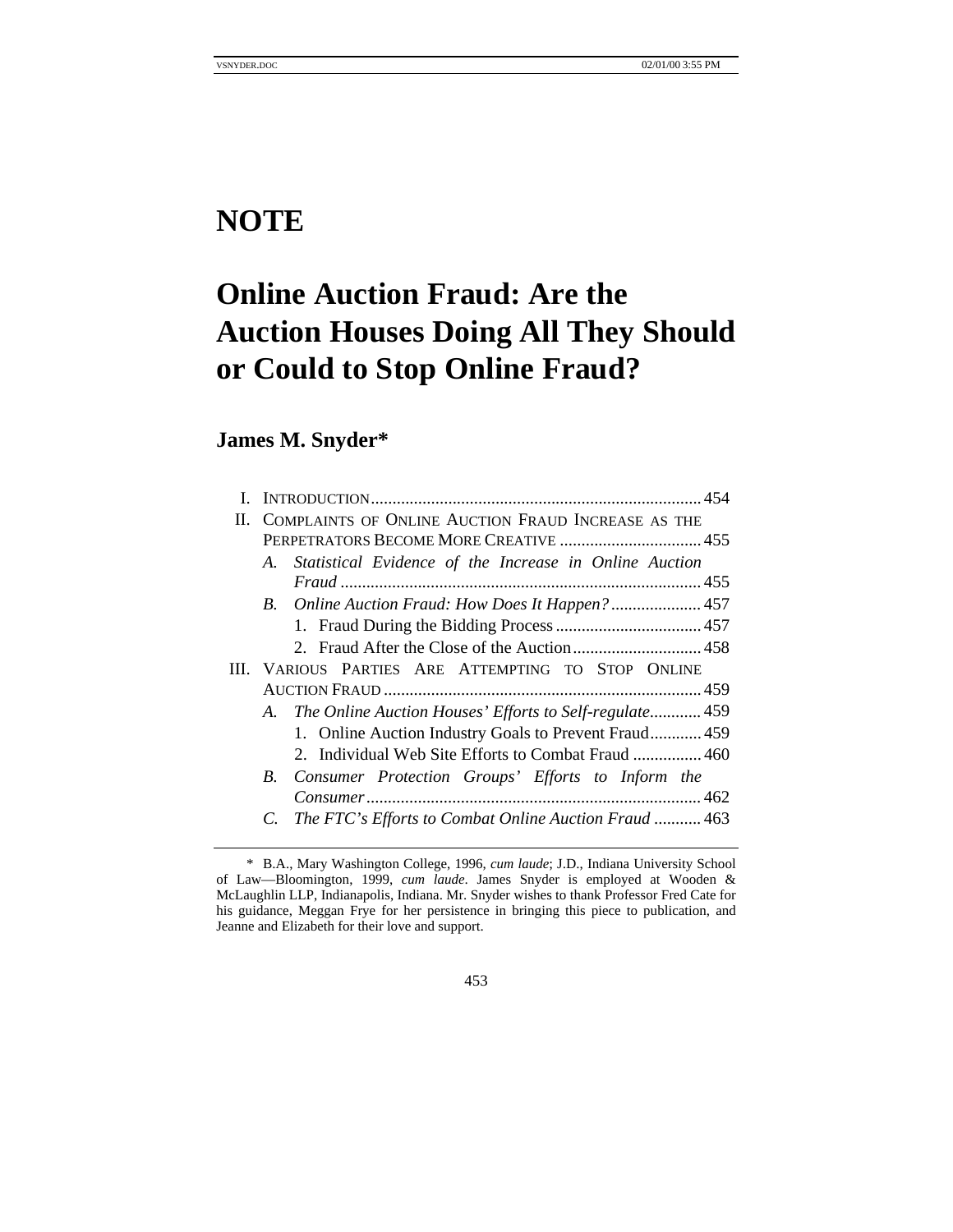# NOTE

# Online Auction Fraud: Are the Auction Houses Doing All They Should or Could to Stop Online Fraud?

## James M. Snyder*

I. INTRODUCTION ........................................................................ 454

II. COMPLAINTS OF ONLINE AUCTION FRAUD INCREASE AS THE PERPETRATORS BECOME MORE CREATIVE ................................ 455

   A. *Statistical Evidence of the Increase in Online Auction Fraud* ................................................................................ 455

   B. *Online Auction Fraud: How Does It Happen?* .................... 457

      1. Fraud During the Bidding Process ................................. 457

      2. Fraud After the Close of the Auction ............................. 458

III. VARIOUS PARTIES ARE ATTEMPTING TO STOP ONLINE AUCTION FRAUD ....................................................................... 459

   A. *The Online Auction Houses' Efforts to Self-regulate* ........... 459

      1. Online Auction Industry Goals to Prevent Fraud ........... 459

      2. Individual Web Site Efforts to Combat Fraud ................ 460

   B. *Consumer Protection Groups' Efforts to Inform the Consumer* ........................................................................... 462

   C. *The FTC's Efforts to Combat Online Auction Fraud* .......... 463

---

\* B.A., Mary Washington College, 1996, *cum laude*; J.D., Indiana University School of Law—Bloomington, 1999, *cum laude*. James Snyder is employed at Wooden & McLaughlin LLP, Indianapolis, Indiana. Mr. Snyder wishes to thank Professor Fred Cate for his guidance, Meggan Frye for her persistence in bringing this piece to publication, and Jeanne and Elizabeth for their love and support.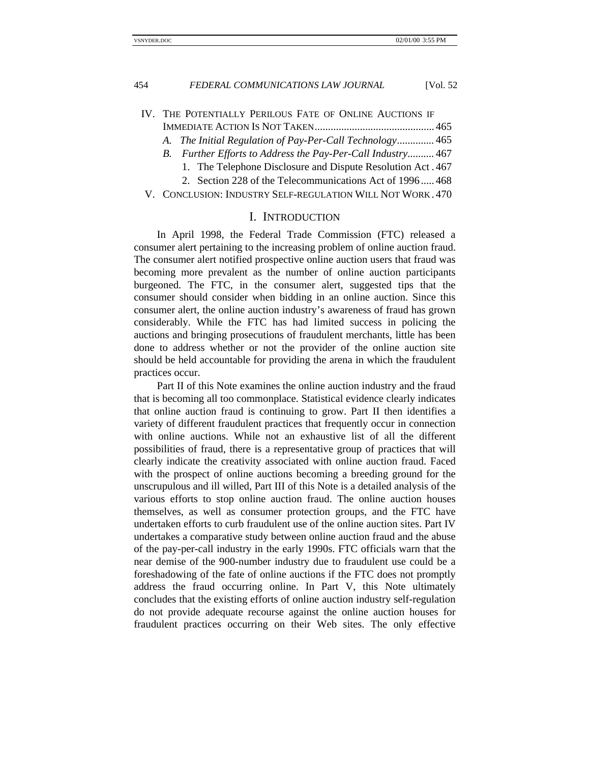IV. THE POTENTIALLY PERILOUS FATE OF ONLINE AUCTIONS IF IMMEDIATE ACTION IS NOT TAKEN............................................ 465
   *A. The Initial Regulation of Pay-Per-Call Technology*............. 465
   *B. Further Efforts to Address the Pay-Per-Call Industry*.......... 467
      1. The Telephone Disclosure and Dispute Resolution Act . 467
      2. Section 228 of the Telecommunications Act of 1996..... 468
V. CONCLUSION: INDUSTRY SELF-REGULATION WILL NOT WORK . 470

## I. INTRODUCTION

In April 1998, the Federal Trade Commission (FTC) released a consumer alert pertaining to the increasing problem of online auction fraud. The consumer alert notified prospective online auction users that fraud was becoming more prevalent as the number of online auction participants burgeoned. The FTC, in the consumer alert, suggested tips that the consumer should consider when bidding in an online auction. Since this consumer alert, the online auction industry's awareness of fraud has grown considerably. While the FTC has had limited success in policing the auctions and bringing prosecutions of fraudulent merchants, little has been done to address whether or not the provider of the online auction site should be held accountable for providing the arena in which the fraudulent practices occur.

Part II of this Note examines the online auction industry and the fraud that is becoming all too commonplace. Statistical evidence clearly indicates that online auction fraud is continuing to grow. Part II then identifies a variety of different fraudulent practices that frequently occur in connection with online auctions. While not an exhaustive list of all the different possibilities of fraud, there is a representative group of practices that will clearly indicate the creativity associated with online auction fraud. Faced with the prospect of online auctions becoming a breeding ground for the unscrupulous and ill willed, Part III of this Note is a detailed analysis of the various efforts to stop online auction fraud. The online auction houses themselves, as well as consumer protection groups, and the FTC have undertaken efforts to curb fraudulent use of the online auction sites. Part IV undertakes a comparative study between online auction fraud and the abuse of the pay-per-call industry in the early 1990s. FTC officials warn that the near demise of the 900-number industry due to fraudulent use could be a foreshadowing of the fate of online auctions if the FTC does not promptly address the fraud occurring online. In Part V, this Note ultimately concludes that the existing efforts of online auction industry self-regulation do not provide adequate recourse against the online auction houses for fraudulent practices occurring on their Web sites. The only effective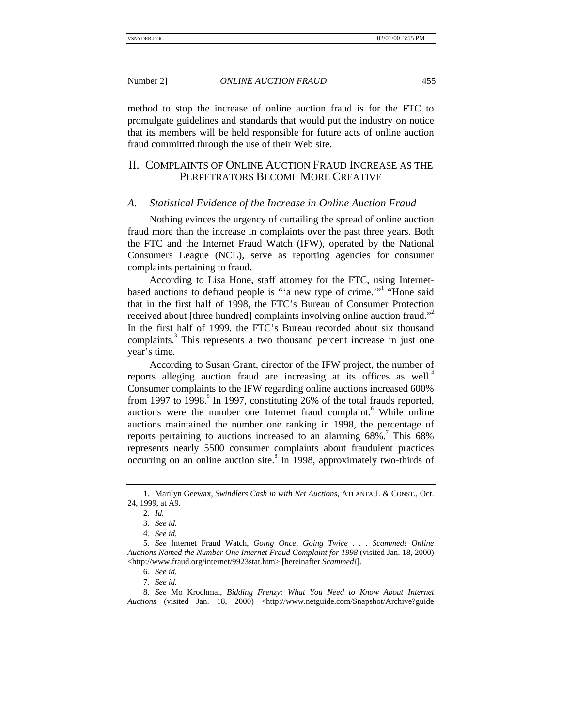method to stop the increase of online auction fraud is for the FTC to promulgate guidelines and standards that would put the industry on notice that its members will be held responsible for future acts of online auction fraud committed through the use of their Web site.

## II. COMPLAINTS OF ONLINE AUCTION FRAUD INCREASE AS THE PERPETRATORS BECOME MORE CREATIVE

### *A. Statistical Evidence of the Increase in Online Auction Fraud*

Nothing evinces the urgency of curtailing the spread of online auction fraud more than the increase in complaints over the past three years. Both the FTC and the Internet Fraud Watch (IFW), operated by the National Consumers League (NCL), serve as reporting agencies for consumer complaints pertaining to fraud.

According to Lisa Hone, staff attorney for the FTC, using Internet-based auctions to defraud people is "'a new type of crime.'"[1] "Hone said that in the first half of 1998, the FTC's Bureau of Consumer Protection received about [three hundred] complaints involving online auction fraud."[2] In the first half of 1999, the FTC's Bureau recorded about six thousand complaints.[3] This represents a two thousand percent increase in just one year's time.

According to Susan Grant, director of the IFW project, the number of reports alleging auction fraud are increasing at its offices as well.[4] Consumer complaints to the IFW regarding online auctions increased 600% from 1997 to 1998.[5] In 1997, constituting 26% of the total frauds reported, auctions were the number one Internet fraud complaint.[6] While online auctions maintained the number one ranking in 1998, the percentage of reports pertaining to auctions increased to an alarming 68%.[7] This 68% represents nearly 5500 consumer complaints about fraudulent practices occurring on an online auction site.[8] In 1998, approximately two-thirds of

---

1. Marilyn Geewax, *Swindlers Cash in with Net Auctions*, ATLANTA J. & CONST., Oct. 24, 1999, at A9.

2. *Id.*

3. *See id.*

4. *See id.*

5. *See* Internet Fraud Watch, *Going Once, Going Twice . . . Scammed! Online Auctions Named the Number One Internet Fraud Complaint for 1998* (visited Jan. 18, 2000) <http://www.fraud.org/internet/9923stat.htm> [hereinafter *Scammed!*].

6. *See id.*

7. *See id.*

8. *See* Mo Krochmal, *Bidding Frenzy: What You Need to Know About Internet Auctions* (visited Jan. 18, 2000) <http://www.netguide.com/Snapshot/Archive?guide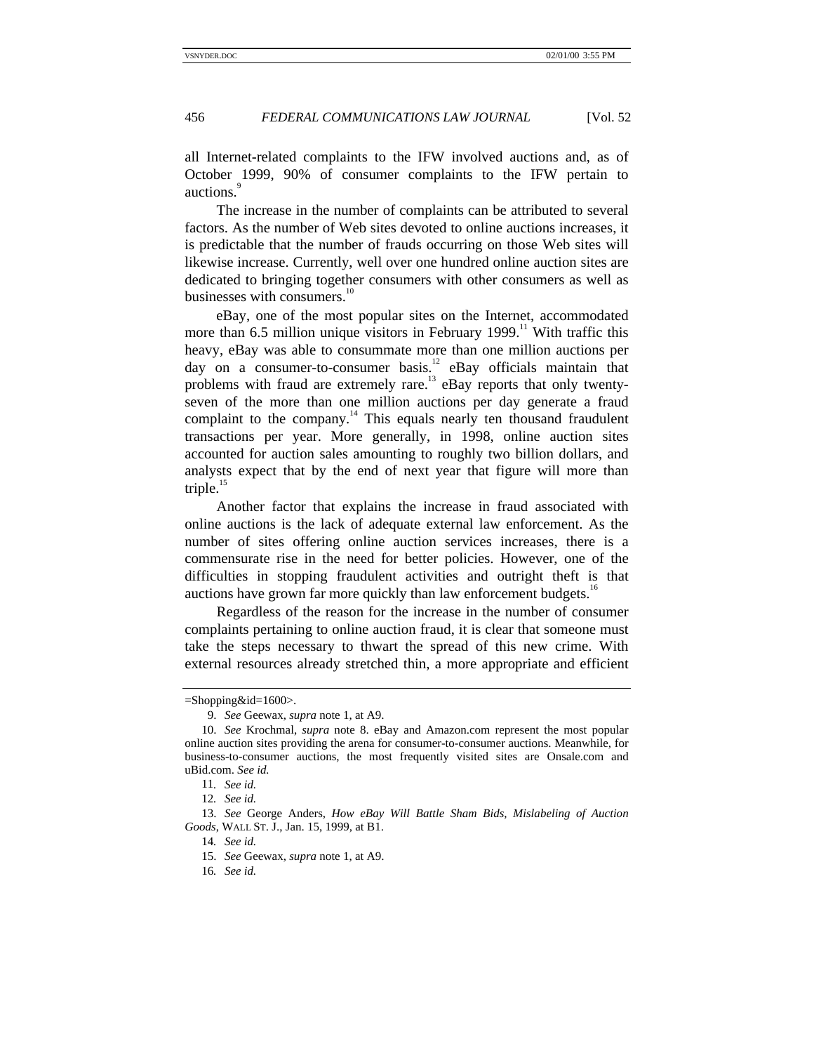all Internet-related complaints to the IFW involved auctions and, as of October 1999, 90% of consumer complaints to the IFW pertain to auctions.[9]

The increase in the number of complaints can be attributed to several factors. As the number of Web sites devoted to online auctions increases, it is predictable that the number of frauds occurring on those Web sites will likewise increase. Currently, well over one hundred online auction sites are dedicated to bringing together consumers with other consumers as well as businesses with consumers.[10]

eBay, one of the most popular sites on the Internet, accommodated more than 6.5 million unique visitors in February 1999.[11] With traffic this heavy, eBay was able to consummate more than one million auctions per day on a consumer-to-consumer basis.[12] eBay officials maintain that problems with fraud are extremely rare.[13] eBay reports that only twenty-seven of the more than one million auctions per day generate a fraud complaint to the company.[14] This equals nearly ten thousand fraudulent transactions per year. More generally, in 1998, online auction sites accounted for auction sales amounting to roughly two billion dollars, and analysts expect that by the end of next year that figure will more than triple.[15]

Another factor that explains the increase in fraud associated with online auctions is the lack of adequate external law enforcement. As the number of sites offering online auction services increases, there is a commensurate rise in the need for better policies. However, one of the difficulties in stopping fraudulent activities and outright theft is that auctions have grown far more quickly than law enforcement budgets.[16]

Regardless of the reason for the increase in the number of consumer complaints pertaining to online auction fraud, it is clear that someone must take the steps necessary to thwart the spread of this new crime. With external resources already stretched thin, a more appropriate and efficient

---

=Shopping&id=1600>.

9. *See* Geewax, *supra* note 1, at A9.

10. *See* Krochmal, *supra* note 8. eBay and Amazon.com represent the most popular online auction sites providing the arena for consumer-to-consumer auctions. Meanwhile, for business-to-consumer auctions, the most frequently visited sites are Onsale.com and uBid.com. *See id.*

11. *See id.*

12. *See id.*

13. *See* George Anders, *How eBay Will Battle Sham Bids, Mislabeling of Auction Goods*, WALL ST. J., Jan. 15, 1999, at B1.

14. *See id.*

15. *See* Geewax, *supra* note 1, at A9.

16. *See id.*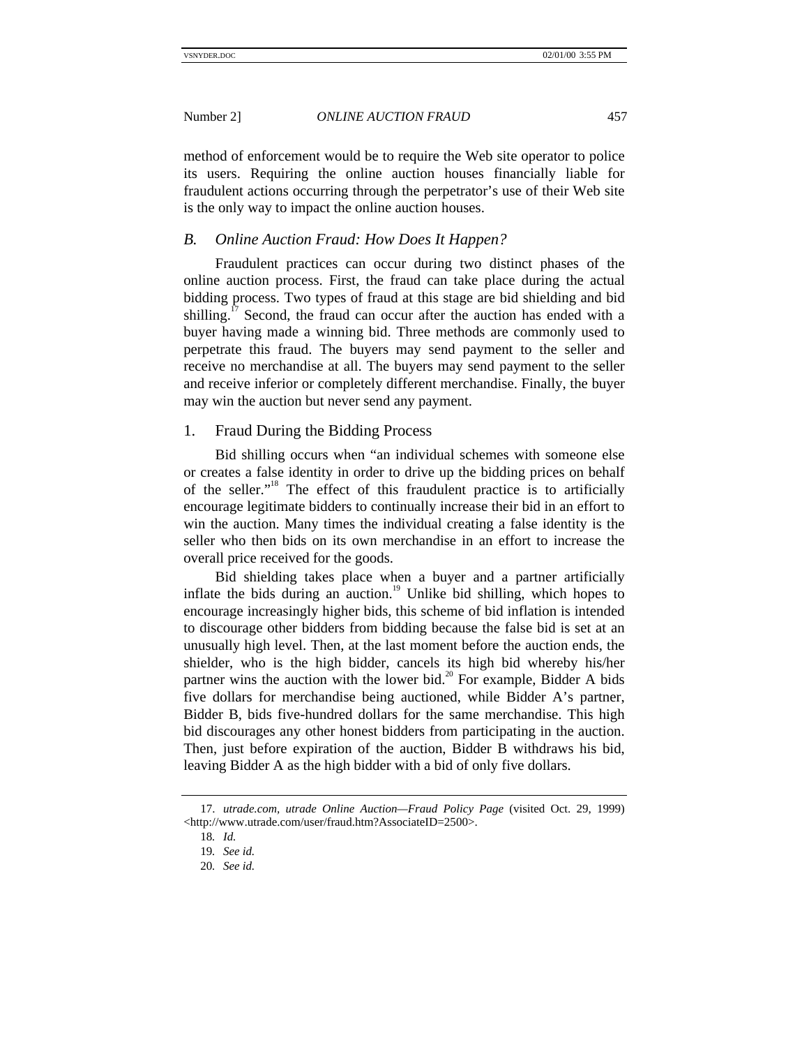method of enforcement would be to require the Web site operator to police its users. Requiring the online auction houses financially liable for fraudulent actions occurring through the perpetrator's use of their Web site is the only way to impact the online auction houses.

## *B. Online Auction Fraud: How Does It Happen?*

Fraudulent practices can occur during two distinct phases of the online auction process. First, the fraud can take place during the actual bidding process. Two types of fraud at this stage are bid shielding and bid shilling.[17] Second, the fraud can occur after the auction has ended with a buyer having made a winning bid. Three methods are commonly used to perpetrate this fraud. The buyers may send payment to the seller and receive no merchandise at all. The buyers may send payment to the seller and receive inferior or completely different merchandise. Finally, the buyer may win the auction but never send any payment.

### 1. Fraud During the Bidding Process

Bid shilling occurs when "an individual schemes with someone else or creates a false identity in order to drive up the bidding prices on behalf of the seller."[18] The effect of this fraudulent practice is to artificially encourage legitimate bidders to continually increase their bid in an effort to win the auction. Many times the individual creating a false identity is the seller who then bids on its own merchandise in an effort to increase the overall price received for the goods.

Bid shielding takes place when a buyer and a partner artificially inflate the bids during an auction.[19] Unlike bid shilling, which hopes to encourage increasingly higher bids, this scheme of bid inflation is intended to discourage other bidders from bidding because the false bid is set at an unusually high level. Then, at the last moment before the auction ends, the shielder, who is the high bidder, cancels its high bid whereby his/her partner wins the auction with the lower bid.[20] For example, Bidder A bids five dollars for merchandise being auctioned, while Bidder A's partner, Bidder B, bids five-hundred dollars for the same merchandise. This high bid discourages any other honest bidders from participating in the auction. Then, just before expiration of the auction, Bidder B withdraws his bid, leaving Bidder A as the high bidder with a bid of only five dollars.

---

17. *utrade.com, utrade Online Auction—Fraud Policy Page* (visited Oct. 29, 1999) <http://www.utrade.com/user/fraud.htm?AssociateID=2500>.

18. *Id.*

19. *See id.*

20. *See id.*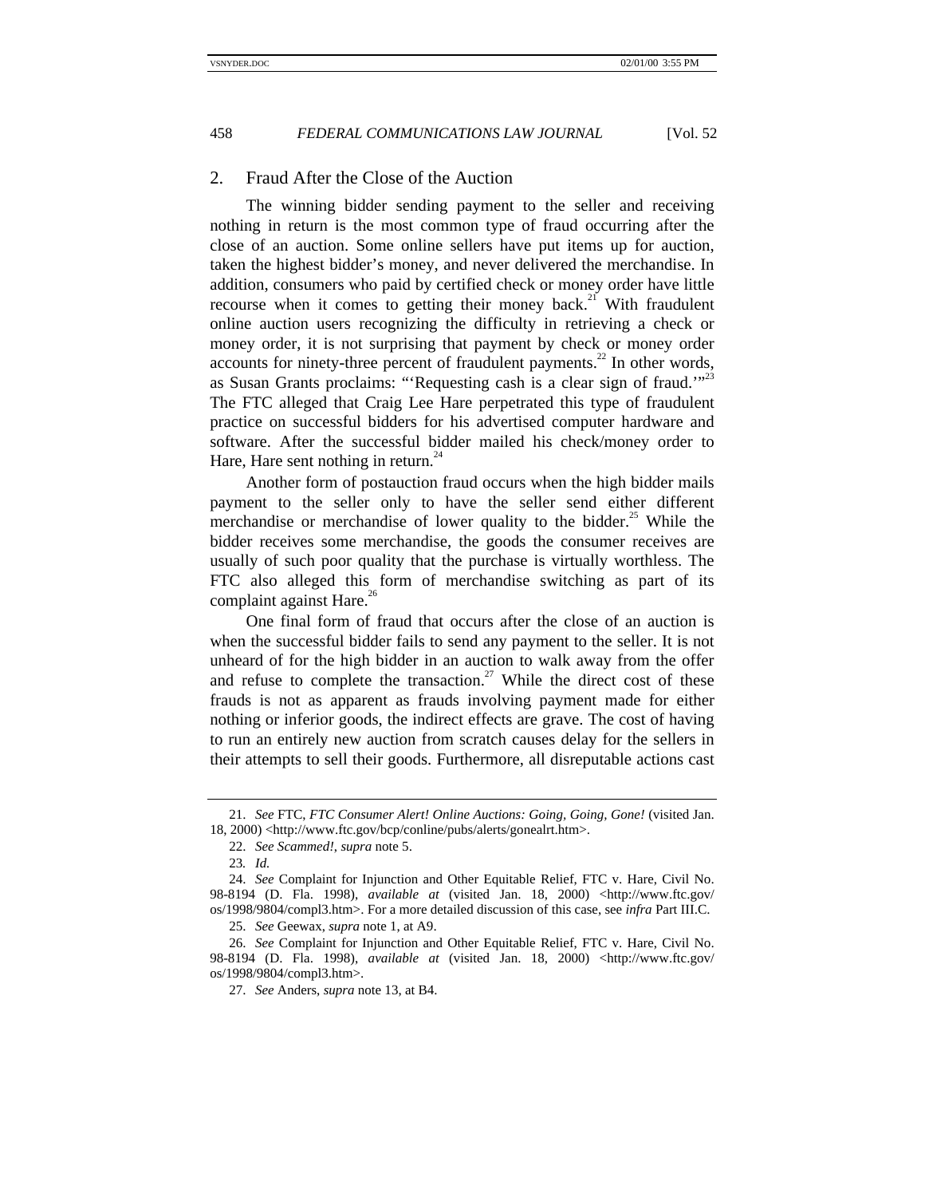## 2. Fraud After the Close of the Auction

The winning bidder sending payment to the seller and receiving nothing in return is the most common type of fraud occurring after the close of an auction. Some online sellers have put items up for auction, taken the highest bidder's money, and never delivered the merchandise. In addition, consumers who paid by certified check or money order have little recourse when it comes to getting their money back.[21] With fraudulent online auction users recognizing the difficulty in retrieving a check or money order, it is not surprising that payment by check or money order accounts for ninety-three percent of fraudulent payments.[22] In other words, as Susan Grants proclaims: "'Requesting cash is a clear sign of fraud.'"[23] The FTC alleged that Craig Lee Hare perpetrated this type of fraudulent practice on successful bidders for his advertised computer hardware and software. After the successful bidder mailed his check/money order to Hare, Hare sent nothing in return.[24]

Another form of postauction fraud occurs when the high bidder mails payment to the seller only to have the seller send either different merchandise or merchandise of lower quality to the bidder.[25] While the bidder receives some merchandise, the goods the consumer receives are usually of such poor quality that the purchase is virtually worthless. The FTC also alleged this form of merchandise switching as part of its complaint against Hare.[26]

One final form of fraud that occurs after the close of an auction is when the successful bidder fails to send any payment to the seller. It is not unheard of for the high bidder in an auction to walk away from the offer and refuse to complete the transaction.[27] While the direct cost of these frauds is not as apparent as frauds involving payment made for either nothing or inferior goods, the indirect effects are grave. The cost of having to run an entirely new auction from scratch causes delay for the sellers in their attempts to sell their goods. Furthermore, all disreputable actions cast

---

21. *See* FTC, *FTC Consumer Alert! Online Auctions: Going, Going, Gone!* (visited Jan. 18, 2000) <http://www.ftc.gov/bcp/conline/pubs/alerts/gonealrt.htm>.

22. *See Scammed!*, *supra* note 5.

23. *Id.*

24. *See* Complaint for Injunction and Other Equitable Relief, FTC v. Hare, Civil No. 98-8194 (D. Fla. 1998), *available at* (visited Jan. 18, 2000) <http://www.ftc.gov/os/1998/9804/compl3.htm>. For a more detailed discussion of this case, see *infra* Part III.C.

25. *See* Geewax, *supra* note 1, at A9.

26. *See* Complaint for Injunction and Other Equitable Relief, FTC v. Hare, Civil No. 98-8194 (D. Fla. 1998), *available at* (visited Jan. 18, 2000) <http://www.ftc.gov/os/1998/9804/compl3.htm>.

27. *See* Anders, *supra* note 13, at B4.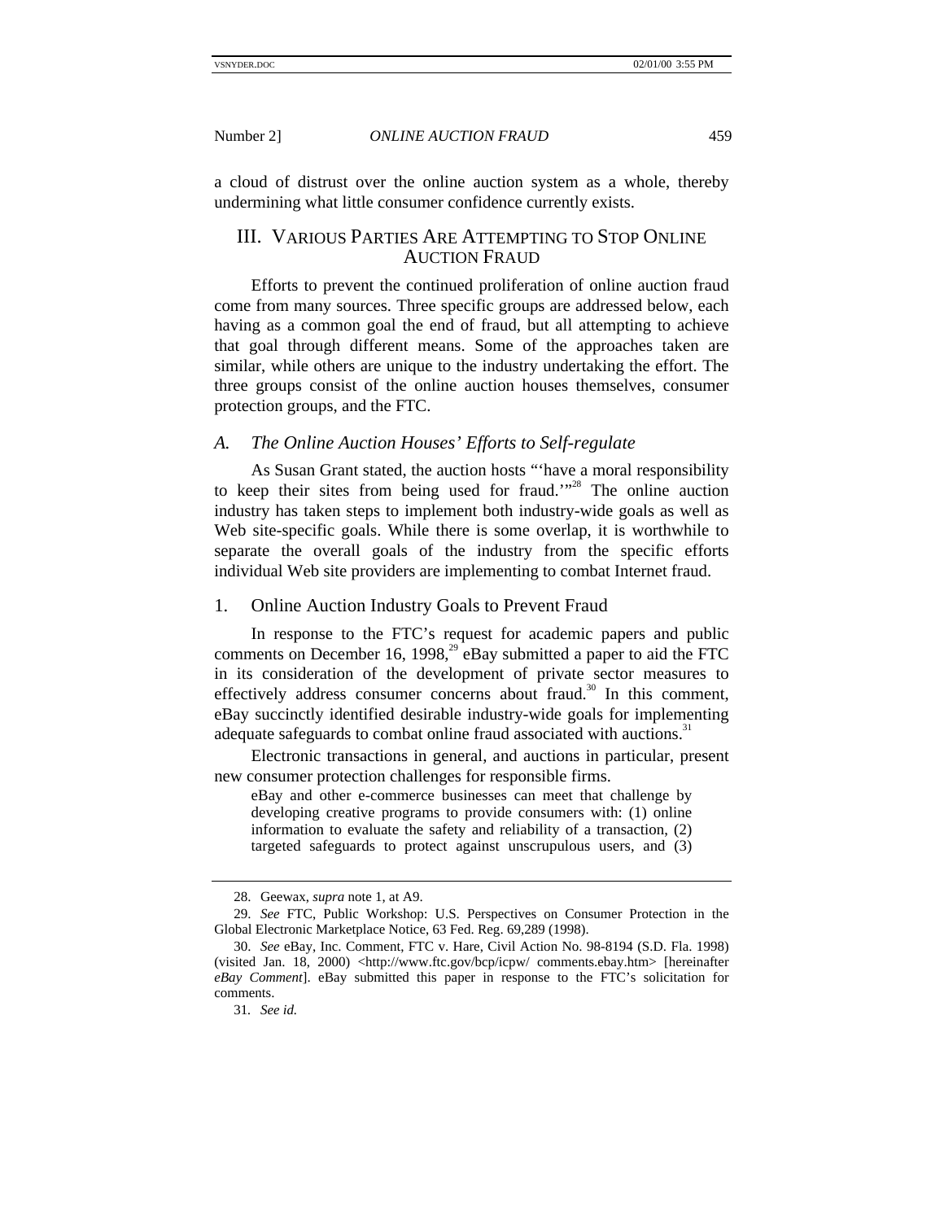a cloud of distrust over the online auction system as a whole, thereby undermining what little consumer confidence currently exists.

## III. VARIOUS PARTIES ARE ATTEMPTING TO STOP ONLINE AUCTION FRAUD

Efforts to prevent the continued proliferation of online auction fraud come from many sources. Three specific groups are addressed below, each having as a common goal the end of fraud, but all attempting to achieve that goal through different means. Some of the approaches taken are similar, while others are unique to the industry undertaking the effort. The three groups consist of the online auction houses themselves, consumer protection groups, and the FTC.

### *A. The Online Auction Houses' Efforts to Self-regulate*

As Susan Grant stated, the auction hosts "'have a moral responsibility to keep their sites from being used for fraud.'"[28] The online auction industry has taken steps to implement both industry-wide goals as well as Web site-specific goals. While there is some overlap, it is worthwhile to separate the overall goals of the industry from the specific efforts individual Web site providers are implementing to combat Internet fraud.

#### 1. Online Auction Industry Goals to Prevent Fraud

In response to the FTC's request for academic papers and public comments on December 16, 1998,[29] eBay submitted a paper to aid the FTC in its consideration of the development of private sector measures to effectively address consumer concerns about fraud.[30] In this comment, eBay succinctly identified desirable industry-wide goals for implementing adequate safeguards to combat online fraud associated with auctions.[31]

Electronic transactions in general, and auctions in particular, present new consumer protection challenges for responsible firms.

> eBay and other e-commerce businesses can meet that challenge by developing creative programs to provide consumers with: (1) online information to evaluate the safety and reliability of a transaction, (2) targeted safeguards to protect against unscrupulous users, and (3)

---

28. Geewax, *supra* note 1, at A9.

29. *See* FTC, Public Workshop: U.S. Perspectives on Consumer Protection in the Global Electronic Marketplace Notice, 63 Fed. Reg. 69,289 (1998).

30. *See* eBay, Inc. Comment, FTC v. Hare, Civil Action No. 98-8194 (S.D. Fla. 1998) (visited Jan. 18, 2000) <http://www.ftc.gov/bcp/icpw/ comments.ebay.htm> [hereinafter *eBay Comment*]. eBay submitted this paper in response to the FTC's solicitation for comments.

31. *See id.*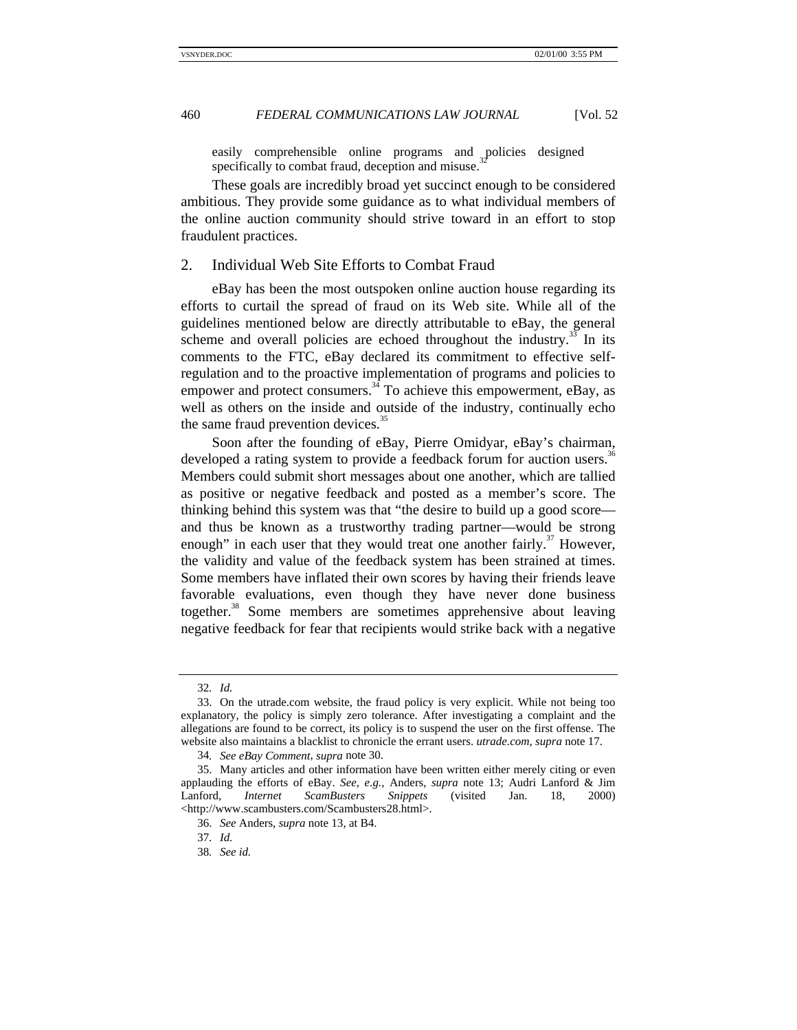easily comprehensible online programs and policies designed specifically to combat fraud, deception and misuse.[32]

These goals are incredibly broad yet succinct enough to be considered ambitious. They provide some guidance as to what individual members of the online auction community should strive toward in an effort to stop fraudulent practices.

### 2. Individual Web Site Efforts to Combat Fraud

eBay has been the most outspoken online auction house regarding its efforts to curtail the spread of fraud on its Web site. While all of the guidelines mentioned below are directly attributable to eBay, the general scheme and overall policies are echoed throughout the industry.[33] In its comments to the FTC, eBay declared its commitment to effective self-regulation and to the proactive implementation of programs and policies to empower and protect consumers.[34] To achieve this empowerment, eBay, as well as others on the inside and outside of the industry, continually echo the same fraud prevention devices.[35]

Soon after the founding of eBay, Pierre Omidyar, eBay's chairman, developed a rating system to provide a feedback forum for auction users.[36] Members could submit short messages about one another, which are tallied as positive or negative feedback and posted as a member's score. The thinking behind this system was that "the desire to build up a good score—and thus be known as a trustworthy trading partner—would be strong enough" in each user that they would treat one another fairly.[37] However, the validity and value of the feedback system has been strained at times. Some members have inflated their own scores by having their friends leave favorable evaluations, even though they have never done business together.[38] Some members are sometimes apprehensive about leaving negative feedback for fear that recipients would strike back with a negative

---

32. *Id.*

33. On the utrade.com website, the fraud policy is very explicit. While not being too explanatory, the policy is simply zero tolerance. After investigating a complaint and the allegations are found to be correct, its policy is to suspend the user on the first offense. The website also maintains a blacklist to chronicle the errant users. *utrade.com, supra* note 17.

34. *See eBay Comment, supra* note 30.

35. Many articles and other information have been written either merely citing or even applauding the efforts of eBay. *See, e.g.*, Anders, *supra* note 13; Audri Lanford & Jim Lanford, *Internet ScamBusters Snippets* (visited Jan. 18, 2000) <http://www.scambusters.com/Scambusters28.html>.

36. *See* Anders, *supra* note 13, at B4.

37. *Id.*

38. *See id.*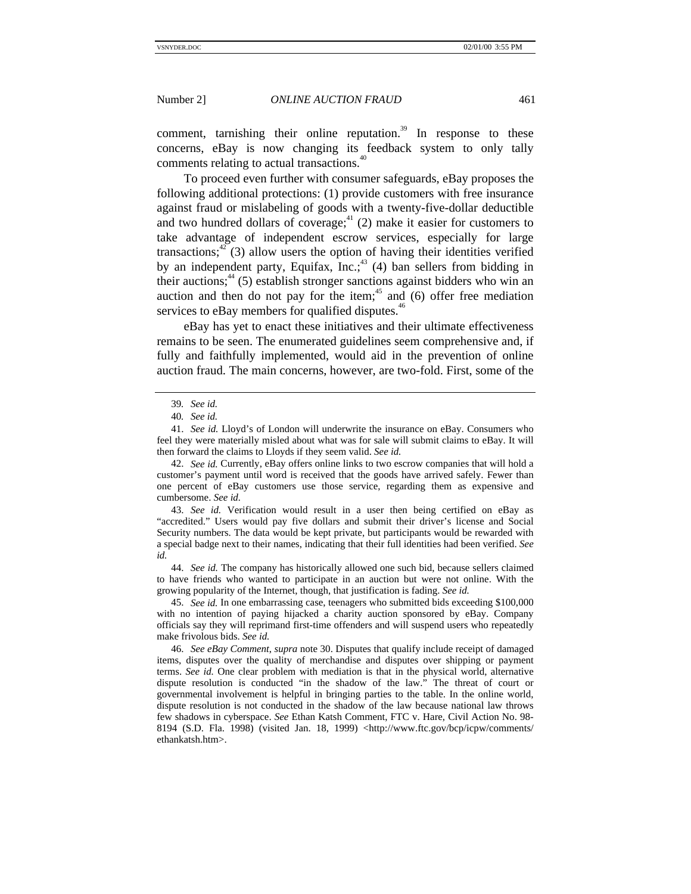comment, tarnishing their online reputation.[39] In response to these concerns, eBay is now changing its feedback system to only tally comments relating to actual transactions.[40]

To proceed even further with consumer safeguards, eBay proposes the following additional protections: (1) provide customers with free insurance against fraud or mislabeling of goods with a twenty-five-dollar deductible and two hundred dollars of coverage;[41] (2) make it easier for customers to take advantage of independent escrow services, especially for large transactions;[42] (3) allow users the option of having their identities verified by an independent party, Equifax, Inc.;[43] (4) ban sellers from bidding in their auctions;[44] (5) establish stronger sanctions against bidders who win an auction and then do not pay for the item;[45] and (6) offer free mediation services to eBay members for qualified disputes.[46]

eBay has yet to enact these initiatives and their ultimate effectiveness remains to be seen. The enumerated guidelines seem comprehensive and, if fully and faithfully implemented, would aid in the prevention of online auction fraud. The main concerns, however, are two-fold. First, some of the

---

39. *See id.*

40. *See id.*

41. *See id.* Lloyd's of London will underwrite the insurance on eBay. Consumers who feel they were materially misled about what was for sale will submit claims to eBay. It will then forward the claims to Lloyds if they seem valid. *See id.*

42. *See id.* Currently, eBay offers online links to two escrow companies that will hold a customer's payment until word is received that the goods have arrived safely. Fewer than one percent of eBay customers use those service, regarding them as expensive and cumbersome. *See id*.

43. *See id.* Verification would result in a user then being certified on eBay as "accredited." Users would pay five dollars and submit their driver's license and Social Security numbers. The data would be kept private, but participants would be rewarded with a special badge next to their names, indicating that their full identities had been verified. *See id.*

44. *See id.* The company has historically allowed one such bid, because sellers claimed to have friends who wanted to participate in an auction but were not online. With the growing popularity of the Internet, though, that justification is fading. *See id.*

45. *See id.* In one embarrassing case, teenagers who submitted bids exceeding $100,000 with no intention of paying hijacked a charity auction sponsored by eBay. Company officials say they will reprimand first-time offenders and will suspend users who repeatedly make frivolous bids. *See id.*

46. *See eBay Comment*, *supra* note 30. Disputes that qualify include receipt of damaged items, disputes over the quality of merchandise and disputes over shipping or payment terms. *See id.* One clear problem with mediation is that in the physical world, alternative dispute resolution is conducted "in the shadow of the law." The threat of court or governmental involvement is helpful in bringing parties to the table. In the online world, dispute resolution is not conducted in the shadow of the law because national law throws few shadows in cyberspace. *See* Ethan Katsh Comment, FTC v. Hare, Civil Action No. 98-8194 (S.D. Fla. 1998) (visited Jan. 18, 1999) <http://www.ftc.gov/bcp/icpw/comments/ethankatsh.htm>.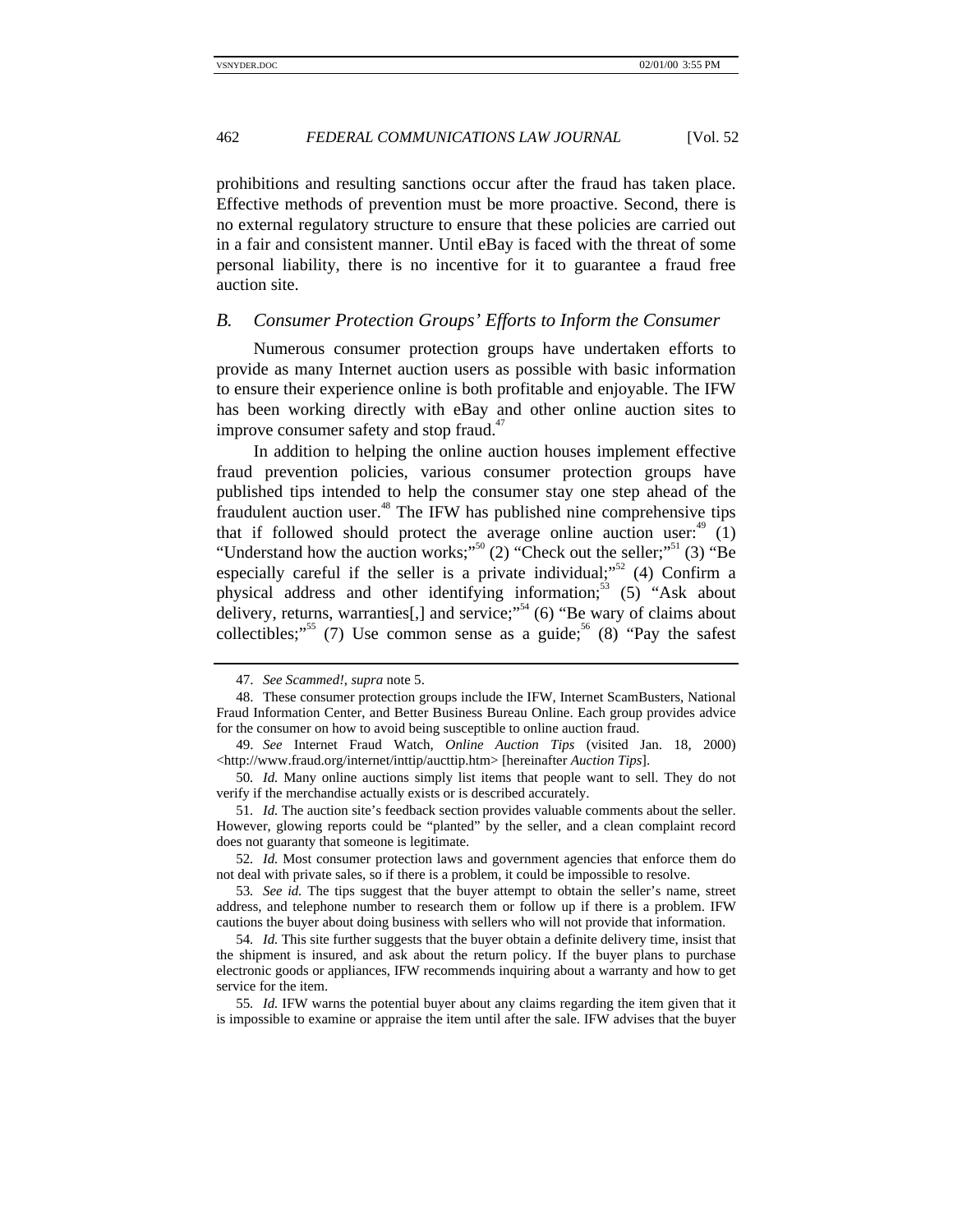prohibitions and resulting sanctions occur after the fraud has taken place. Effective methods of prevention must be more proactive. Second, there is no external regulatory structure to ensure that these policies are carried out in a fair and consistent manner. Until eBay is faced with the threat of some personal liability, there is no incentive for it to guarantee a fraud free auction site.

### *B. Consumer Protection Groups' Efforts to Inform the Consumer*

Numerous consumer protection groups have undertaken efforts to provide as many Internet auction users as possible with basic information to ensure their experience online is both profitable and enjoyable. The IFW has been working directly with eBay and other online auction sites to improve consumer safety and stop fraud.[47]

In addition to helping the online auction houses implement effective fraud prevention policies, various consumer protection groups have published tips intended to help the consumer stay one step ahead of the fraudulent auction user.[48] The IFW has published nine comprehensive tips that if followed should protect the average online auction user:[49] (1) "Understand how the auction works;"[50] (2) "Check out the seller;"[51] (3) "Be especially careful if the seller is a private individual;"[52] (4) Confirm a physical address and other identifying information;[53] (5) "Ask about delivery, returns, warranties[,] and service;"[54] (6) "Be wary of claims about collectibles;"[55] (7) Use common sense as a guide;[56] (8) "Pay the safest

---

47. *See Scammed!*, *supra* note 5.

48. These consumer protection groups include the IFW, Internet ScamBusters, National Fraud Information Center, and Better Business Bureau Online. Each group provides advice for the consumer on how to avoid being susceptible to online auction fraud.

49. *See* Internet Fraud Watch, *Online Auction Tips* (visited Jan. 18, 2000) <http://www.fraud.org/internet/inttip/aucttip.htm> [hereinafter *Auction Tips*].

50. *Id.* Many online auctions simply list items that people want to sell. They do not verify if the merchandise actually exists or is described accurately.

51. *Id.* The auction site's feedback section provides valuable comments about the seller. However, glowing reports could be "planted" by the seller, and a clean complaint record does not guaranty that someone is legitimate.

52. *Id.* Most consumer protection laws and government agencies that enforce them do not deal with private sales, so if there is a problem, it could be impossible to resolve.

53. *See id.* The tips suggest that the buyer attempt to obtain the seller's name, street address, and telephone number to research them or follow up if there is a problem. IFW cautions the buyer about doing business with sellers who will not provide that information.

54. *Id.* This site further suggests that the buyer obtain a definite delivery time, insist that the shipment is insured, and ask about the return policy. If the buyer plans to purchase electronic goods or appliances, IFW recommends inquiring about a warranty and how to get service for the item.

55. *Id.* IFW warns the potential buyer about any claims regarding the item given that it is impossible to examine or appraise the item until after the sale. IFW advises that the buyer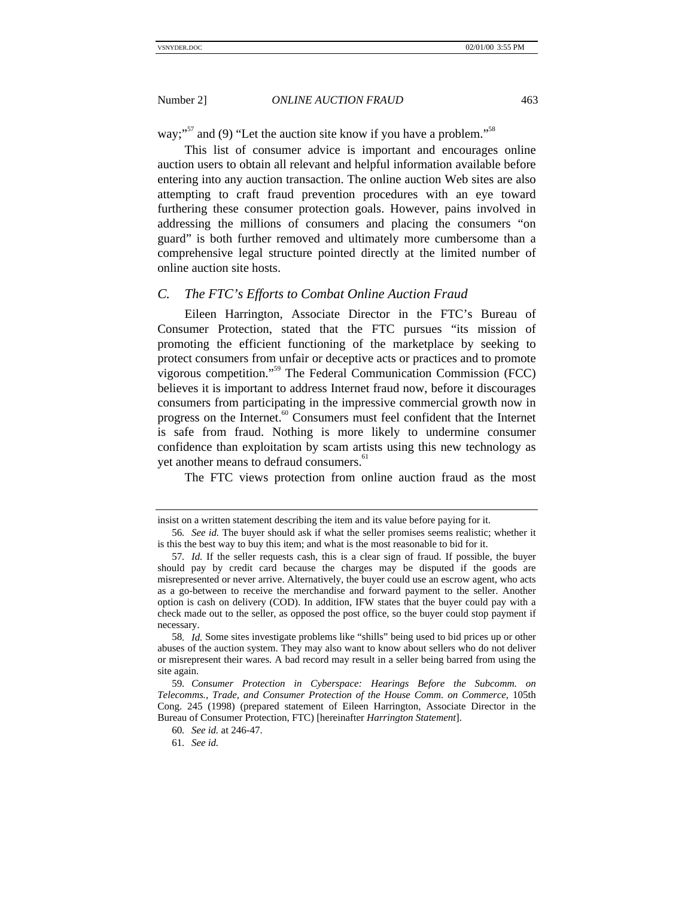way;"[57] and (9) "Let the auction site know if you have a problem."[58]

This list of consumer advice is important and encourages online auction users to obtain all relevant and helpful information available before entering into any auction transaction. The online auction Web sites are also attempting to craft fraud prevention procedures with an eye toward furthering these consumer protection goals. However, pains involved in addressing the millions of consumers and placing the consumers "on guard" is both further removed and ultimately more cumbersome than a comprehensive legal structure pointed directly at the limited number of online auction site hosts.

### *C. The FTC's Efforts to Combat Online Auction Fraud*

Eileen Harrington, Associate Director in the FTC's Bureau of Consumer Protection, stated that the FTC pursues "its mission of promoting the efficient functioning of the marketplace by seeking to protect consumers from unfair or deceptive acts or practices and to promote vigorous competition."[59] The Federal Communication Commission (FCC) believes it is important to address Internet fraud now, before it discourages consumers from participating in the impressive commercial growth now in progress on the Internet.[60] Consumers must feel confident that the Internet is safe from fraud. Nothing is more likely to undermine consumer confidence than exploitation by scam artists using this new technology as yet another means to defraud consumers.[61]

The FTC views protection from online auction fraud as the most

---

insist on a written statement describing the item and its value before paying for it.

56. *See id.* The buyer should ask if what the seller promises seems realistic; whether it is this the best way to buy this item; and what is the most reasonable to bid for it.

57. *Id.* If the seller requests cash, this is a clear sign of fraud. If possible, the buyer should pay by credit card because the charges may be disputed if the goods are misrepresented or never arrive. Alternatively, the buyer could use an escrow agent, who acts as a go-between to receive the merchandise and forward payment to the seller. Another option is cash on delivery (COD). In addition, IFW states that the buyer could pay with a check made out to the seller, as opposed the post office, so the buyer could stop payment if necessary.

58. *Id.* Some sites investigate problems like "shills" being used to bid prices up or other abuses of the auction system. They may also want to know about sellers who do not deliver or misrepresent their wares. A bad record may result in a seller being barred from using the site again.

59. *Consumer Protection in Cyberspace: Hearings Before the Subcomm. on Telecomms., Trade, and Consumer Protection of the House Comm. on Commerce*, 105th Cong. 245 (1998) (prepared statement of Eileen Harrington, Associate Director in the Bureau of Consumer Protection, FTC) [hereinafter *Harrington Statement*].

60. *See id.* at 246-47.

61. *See id.*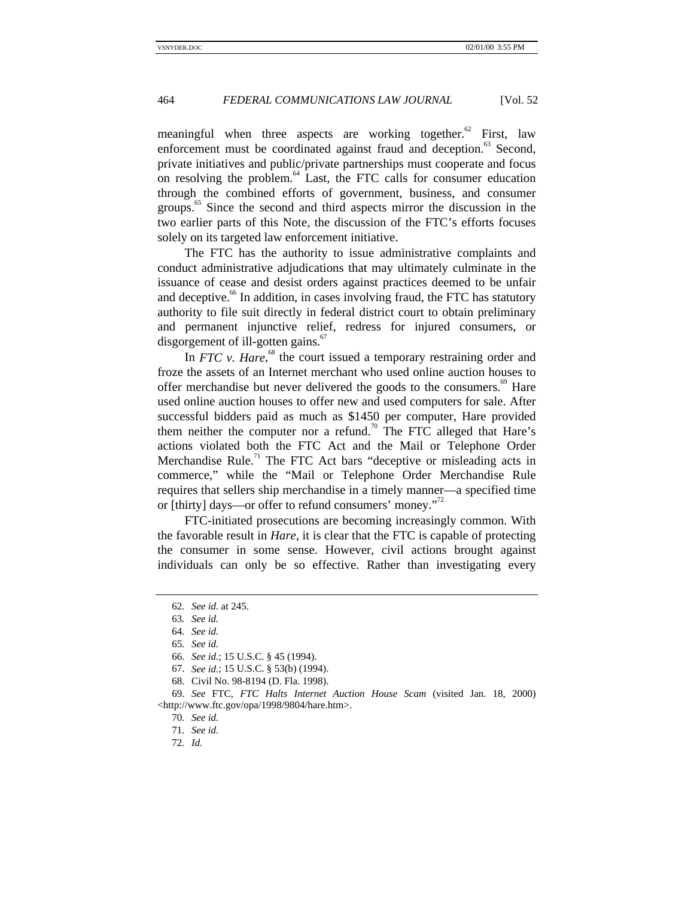meaningful when three aspects are working together.[62] First, law enforcement must be coordinated against fraud and deception.[63] Second, private initiatives and public/private partnerships must cooperate and focus on resolving the problem.[64] Last, the FTC calls for consumer education through the combined efforts of government, business, and consumer groups.[65] Since the second and third aspects mirror the discussion in the two earlier parts of this Note, the discussion of the FTC's efforts focuses solely on its targeted law enforcement initiative.

The FTC has the authority to issue administrative complaints and conduct administrative adjudications that may ultimately culminate in the issuance of cease and desist orders against practices deemed to be unfair and deceptive.[66] In addition, in cases involving fraud, the FTC has statutory authority to file suit directly in federal district court to obtain preliminary and permanent injunctive relief, redress for injured consumers, or disgorgement of ill-gotten gains.[67]

In *FTC v. Hare*,[68] the court issued a temporary restraining order and froze the assets of an Internet merchant who used online auction houses to offer merchandise but never delivered the goods to the consumers.[69] Hare used online auction houses to offer new and used computers for sale. After successful bidders paid as much as $1450 per computer, Hare provided them neither the computer nor a refund.[70] The FTC alleged that Hare's actions violated both the FTC Act and the Mail or Telephone Order Merchandise Rule.[71] The FTC Act bars "deceptive or misleading acts in commerce," while the "Mail or Telephone Order Merchandise Rule requires that sellers ship merchandise in a timely manner—a specified time or [thirty] days—or offer to refund consumers' money."[72]

FTC-initiated prosecutions are becoming increasingly common. With the favorable result in *Hare*, it is clear that the FTC is capable of protecting the consumer in some sense. However, civil actions brought against individuals can only be so effective. Rather than investigating every

---

62. *See id.* at 245.
63. *See id.*
64. *See id.*
65. *See id.*
66. *See id.*; 15 U.S.C. § 45 (1994).
67. *See id.*; 15 U.S.C. § 53(b) (1994).
68. Civil No. 98-8194 (D. Fla. 1998).
69. *See* FTC, *FTC Halts Internet Auction House Scam* (visited Jan. 18, 2000) <http://www.ftc.gov/opa/1998/9804/hare.htm>.
70. *See id.*
71. *See id.*
72. *Id.*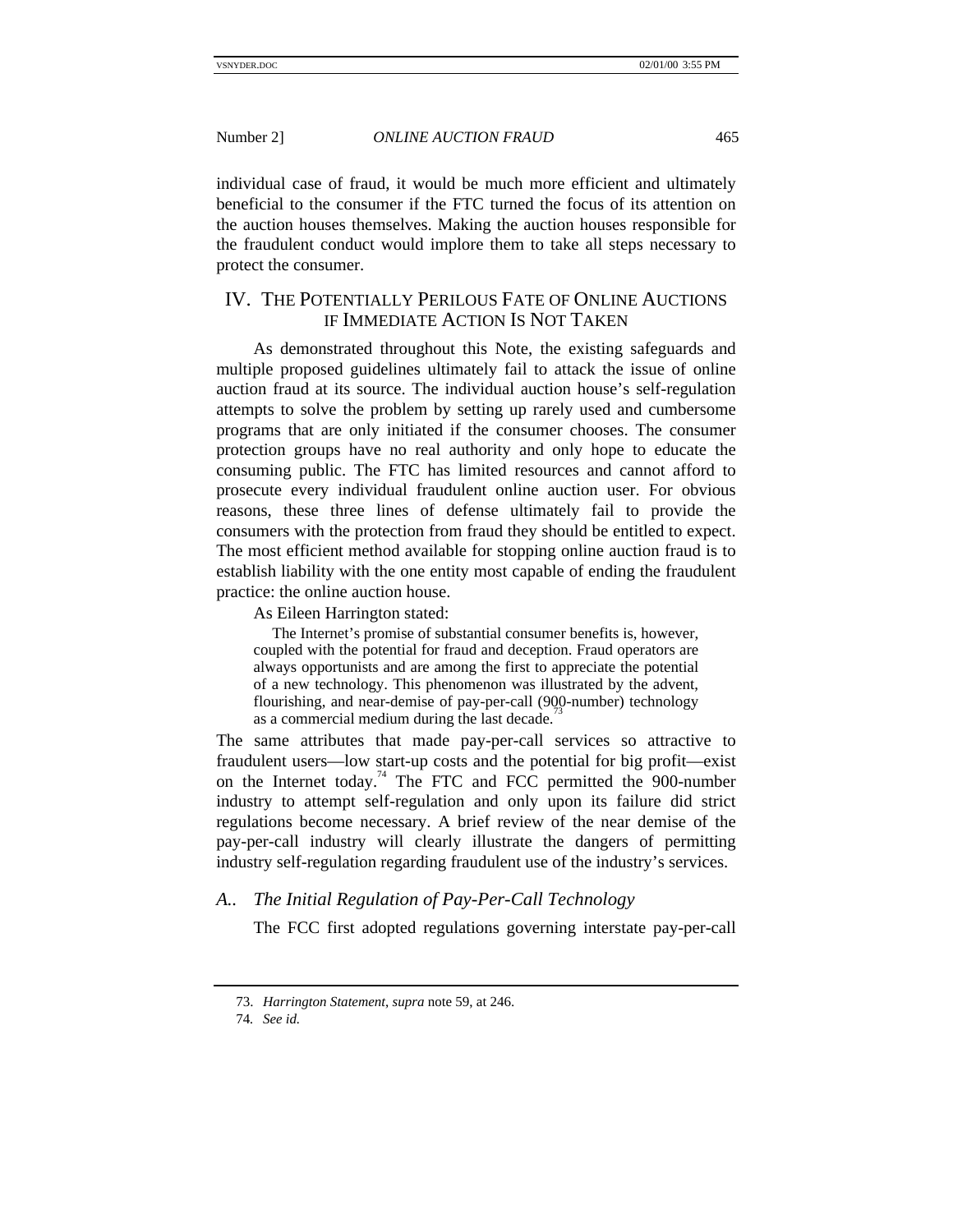individual case of fraud, it would be much more efficient and ultimately beneficial to the consumer if the FTC turned the focus of its attention on the auction houses themselves. Making the auction houses responsible for the fraudulent conduct would implore them to take all steps necessary to protect the consumer.

## IV. THE POTENTIALLY PERILOUS FATE OF ONLINE AUCTIONS IF IMMEDIATE ACTION IS NOT TAKEN

As demonstrated throughout this Note, the existing safeguards and multiple proposed guidelines ultimately fail to attack the issue of online auction fraud at its source. The individual auction house's self-regulation attempts to solve the problem by setting up rarely used and cumbersome programs that are only initiated if the consumer chooses. The consumer protection groups have no real authority and only hope to educate the consuming public. The FTC has limited resources and cannot afford to prosecute every individual fraudulent online auction user. For obvious reasons, these three lines of defense ultimately fail to provide the consumers with the protection from fraud they should be entitled to expect. The most efficient method available for stopping online auction fraud is to establish liability with the one entity most capable of ending the fraudulent practice: the online auction house.

As Eileen Harrington stated:

> The Internet's promise of substantial consumer benefits is, however, coupled with the potential for fraud and deception. Fraud operators are always opportunists and are among the first to appreciate the potential of a new technology. This phenomenon was illustrated by the advent, flourishing, and near-demise of pay-per-call (900-number) technology as a commercial medium during the last decade.[73]

The same attributes that made pay-per-call services so attractive to fraudulent users—low start-up costs and the potential for big profit—exist on the Internet today.[74] The FTC and FCC permitted the 900-number industry to attempt self-regulation and only upon its failure did strict regulations become necessary. A brief review of the near demise of the pay-per-call industry will clearly illustrate the dangers of permitting industry self-regulation regarding fraudulent use of the industry's services.

### A.. *The Initial Regulation of Pay-Per-Call Technology*

The FCC first adopted regulations governing interstate pay-per-call

---

73. *Harrington Statement*, *supra* note 59, at 246.

74. *See id.*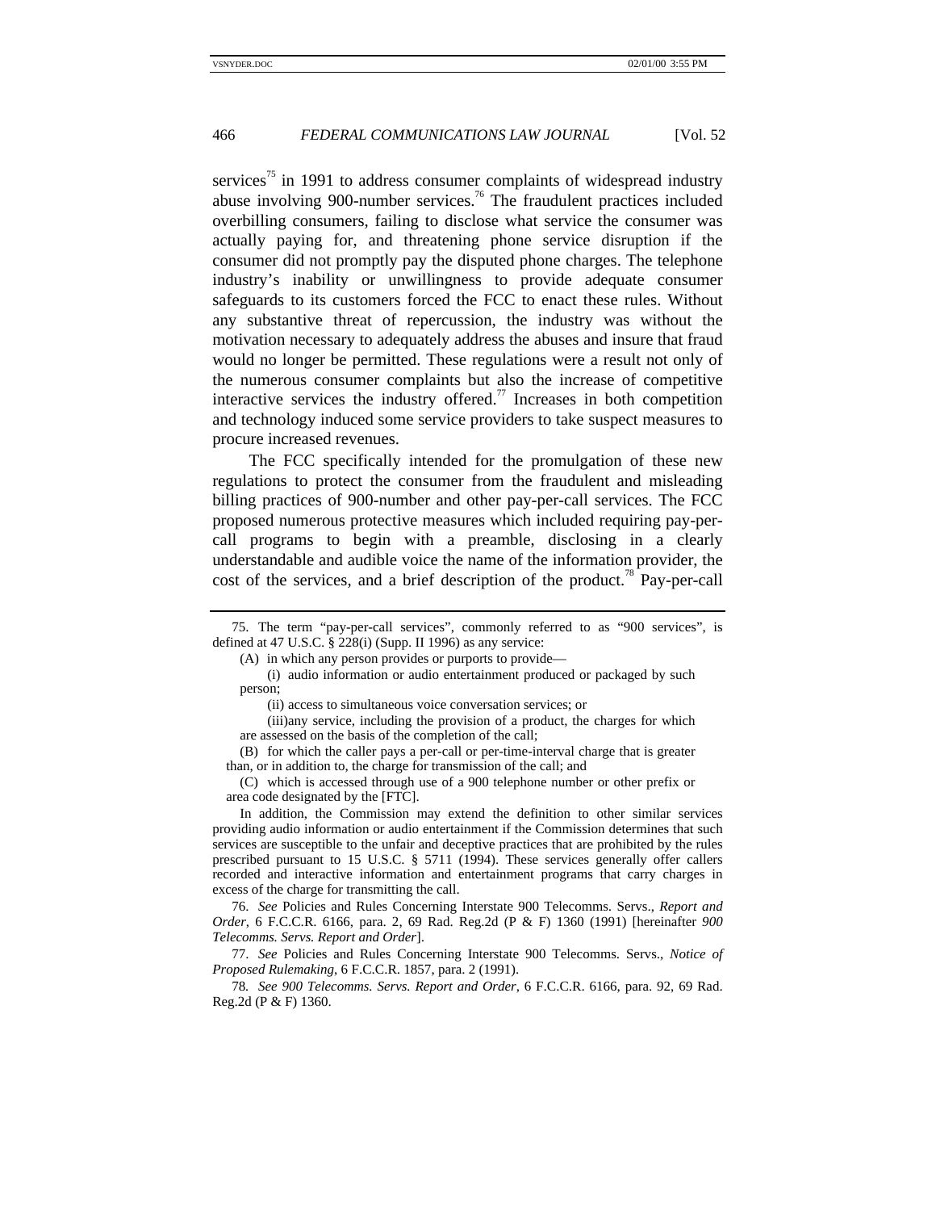services[75] in 1991 to address consumer complaints of widespread industry abuse involving 900-number services.[76] The fraudulent practices included overbilling consumers, failing to disclose what service the consumer was actually paying for, and threatening phone service disruption if the consumer did not promptly pay the disputed phone charges. The telephone industry's inability or unwillingness to provide adequate consumer safeguards to its customers forced the FCC to enact these rules. Without any substantive threat of repercussion, the industry was without the motivation necessary to adequately address the abuses and insure that fraud would no longer be permitted. These regulations were a result not only of the numerous consumer complaints but also the increase of competitive interactive services the industry offered.[77] Increases in both competition and technology induced some service providers to take suspect measures to procure increased revenues.

The FCC specifically intended for the promulgation of these new regulations to protect the consumer from the fraudulent and misleading billing practices of 900-number and other pay-per-call services. The FCC proposed numerous protective measures which included requiring pay-per-call programs to begin with a preamble, disclosing in a clearly understandable and audible voice the name of the information provider, the cost of the services, and a brief description of the product.[78] Pay-per-call

---

75. The term "pay-per-call services", commonly referred to as "900 services", is defined at 47 U.S.C. § 228(i) (Supp. II 1996) as any service:

> (A) in which any person provides or purports to provide—
>
> (i) audio information or audio entertainment produced or packaged by such person;
>
> (ii) access to simultaneous voice conversation services; or
>
> (iii)any service, including the provision of a product, the charges for which are assessed on the basis of the completion of the call;
>
> (B) for which the caller pays a per-call or per-time-interval charge that is greater than, or in addition to, the charge for transmission of the call; and
>
> (C) which is accessed through use of a 900 telephone number or other prefix or area code designated by the [FTC].

In addition, the Commission may extend the definition to other similar services providing audio information or audio entertainment if the Commission determines that such services are susceptible to the unfair and deceptive practices that are prohibited by the rules prescribed pursuant to 15 U.S.C. § 5711 (1994). These services generally offer callers recorded and interactive information and entertainment programs that carry charges in excess of the charge for transmitting the call.

76. *See* Policies and Rules Concerning Interstate 900 Telecomms. Servs., *Report and Order*, 6 F.C.C.R. 6166, para. 2, 69 Rad. Reg.2d (P & F) 1360 (1991) [hereinafter *900 Telecomms. Servs. Report and Order*].

77. *See* Policies and Rules Concerning Interstate 900 Telecomms. Servs., *Notice of Proposed Rulemaking*, 6 F.C.C.R. 1857, para. 2 (1991).

78. *See 900 Telecomms. Servs. Report and Order*, 6 F.C.C.R. 6166, para. 92, 69 Rad. Reg.2d (P & F) 1360.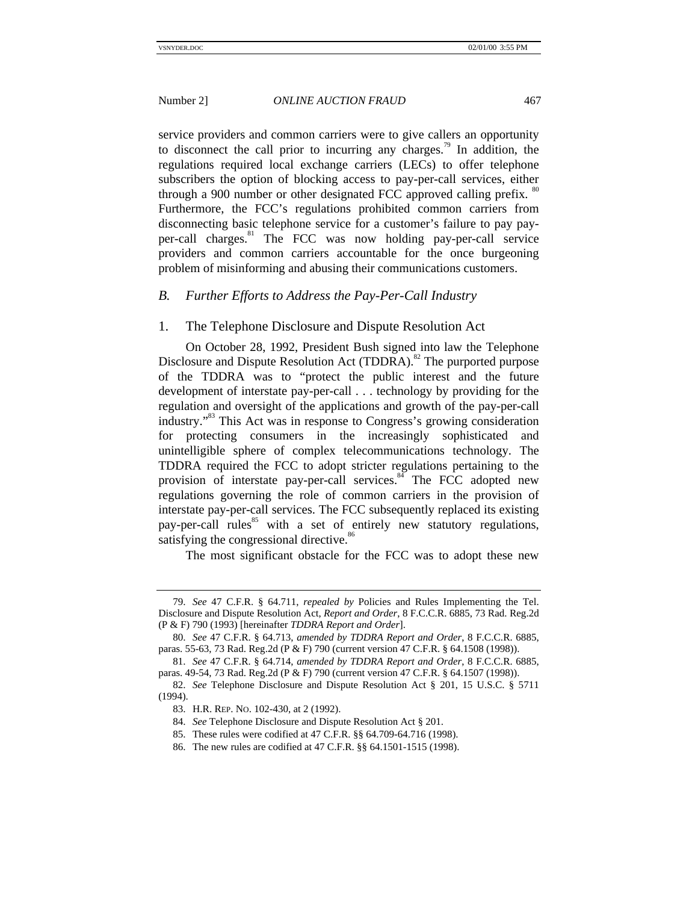service providers and common carriers were to give callers an opportunity to disconnect the call prior to incurring any charges.[79] In addition, the regulations required local exchange carriers (LECs) to offer telephone subscribers the option of blocking access to pay-per-call services, either through a 900 number or other designated FCC approved calling prefix.[80] Furthermore, the FCC's regulations prohibited common carriers from disconnecting basic telephone service for a customer's failure to pay pay-per-call charges.[81] The FCC was now holding pay-per-call service providers and common carriers accountable for the once burgeoning problem of misinforming and abusing their communications customers.

### *B. Further Efforts to Address the Pay-Per-Call Industry*

#### 1. The Telephone Disclosure and Dispute Resolution Act

On October 28, 1992, President Bush signed into law the Telephone Disclosure and Dispute Resolution Act (TDDRA).[82] The purported purpose of the TDDRA was to "protect the public interest and the future development of interstate pay-per-call . . . technology by providing for the regulation and oversight of the applications and growth of the pay-per-call industry."[83] This Act was in response to Congress's growing consideration for protecting consumers in the increasingly sophisticated and unintelligible sphere of complex telecommunications technology. The TDDRA required the FCC to adopt stricter regulations pertaining to the provision of interstate pay-per-call services.[84] The FCC adopted new regulations governing the role of common carriers in the provision of interstate pay-per-call services. The FCC subsequently replaced its existing pay-per-call rules[85] with a set of entirely new statutory regulations, satisfying the congressional directive.[86]

The most significant obstacle for the FCC was to adopt these new

---

79. *See* 47 C.F.R. § 64.711, *repealed by* Policies and Rules Implementing the Tel. Disclosure and Dispute Resolution Act, *Report and Order*, 8 F.C.C.R. 6885, 73 Rad. Reg.2d (P & F) 790 (1993) [hereinafter *TDDRA Report and Order*].

80. *See* 47 C.F.R. § 64.713, *amended by TDDRA Report and Order*, 8 F.C.C.R. 6885, paras. 55-63, 73 Rad. Reg.2d (P & F) 790 (current version 47 C.F.R. § 64.1508 (1998)).

81. *See* 47 C.F.R. § 64.714, *amended by TDDRA Report and Order*, 8 F.C.C.R. 6885, paras. 49-54, 73 Rad. Reg.2d (P & F) 790 (current version 47 C.F.R. § 64.1507 (1998)).

82. *See* Telephone Disclosure and Dispute Resolution Act § 201, 15 U.S.C. § 5711 (1994).

83. H.R. REP. NO. 102-430, at 2 (1992).

84. *See* Telephone Disclosure and Dispute Resolution Act § 201.

85. These rules were codified at 47 C.F.R. §§ 64.709-64.716 (1998).

86. The new rules are codified at 47 C.F.R. §§ 64.1501-1515 (1998).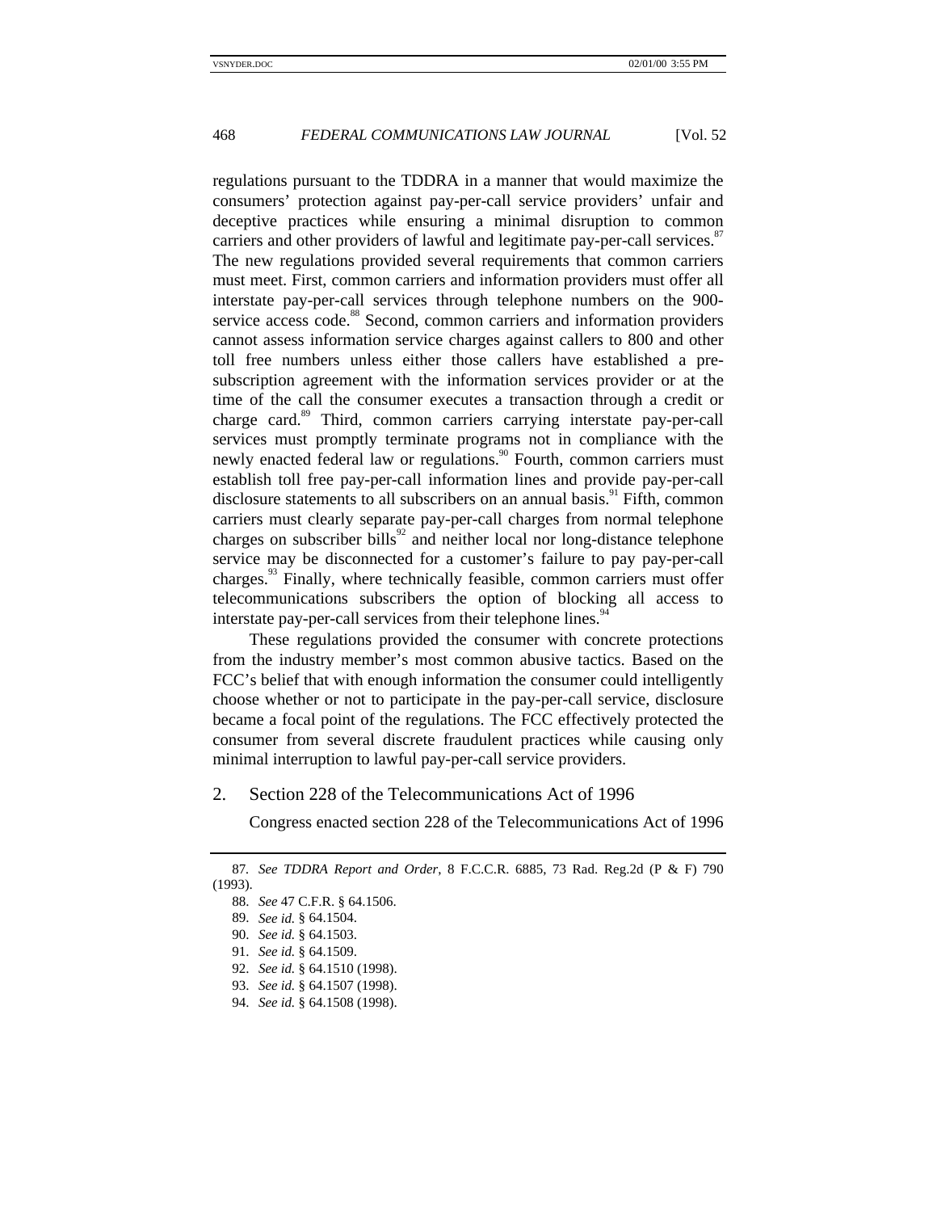regulations pursuant to the TDDRA in a manner that would maximize the consumers' protection against pay-per-call service providers' unfair and deceptive practices while ensuring a minimal disruption to common carriers and other providers of lawful and legitimate pay-per-call services.[87] The new regulations provided several requirements that common carriers must meet. First, common carriers and information providers must offer all interstate pay-per-call services through telephone numbers on the 900-service access code.[88] Second, common carriers and information providers cannot assess information service charges against callers to 800 and other toll free numbers unless either those callers have established a pre-subscription agreement with the information services provider or at the time of the call the consumer executes a transaction through a credit or charge card.[89] Third, common carriers carrying interstate pay-per-call services must promptly terminate programs not in compliance with the newly enacted federal law or regulations.[90] Fourth, common carriers must establish toll free pay-per-call information lines and provide pay-per-call disclosure statements to all subscribers on an annual basis.[91] Fifth, common carriers must clearly separate pay-per-call charges from normal telephone charges on subscriber bills[92] and neither local nor long-distance telephone service may be disconnected for a customer's failure to pay pay-per-call charges.[93] Finally, where technically feasible, common carriers must offer telecommunications subscribers the option of blocking all access to interstate pay-per-call services from their telephone lines.[94]

These regulations provided the consumer with concrete protections from the industry member's most common abusive tactics. Based on the FCC's belief that with enough information the consumer could intelligently choose whether or not to participate in the pay-per-call service, disclosure became a focal point of the regulations. The FCC effectively protected the consumer from several discrete fraudulent practices while causing only minimal interruption to lawful pay-per-call service providers.

### 2. Section 228 of the Telecommunications Act of 1996

Congress enacted section 228 of the Telecommunications Act of 1996

---

87. *See TDDRA Report and Order*, 8 F.C.C.R. 6885, 73 Rad. Reg.2d (P & F) 790 (1993).

88. *See* 47 C.F.R. § 64.1506.

89. *See id.* § 64.1504.

90. *See id.* § 64.1503.

91. *See id.* § 64.1509.

92. *See id.* § 64.1510 (1998).

93. *See id.* § 64.1507 (1998).

94. *See id.* § 64.1508 (1998).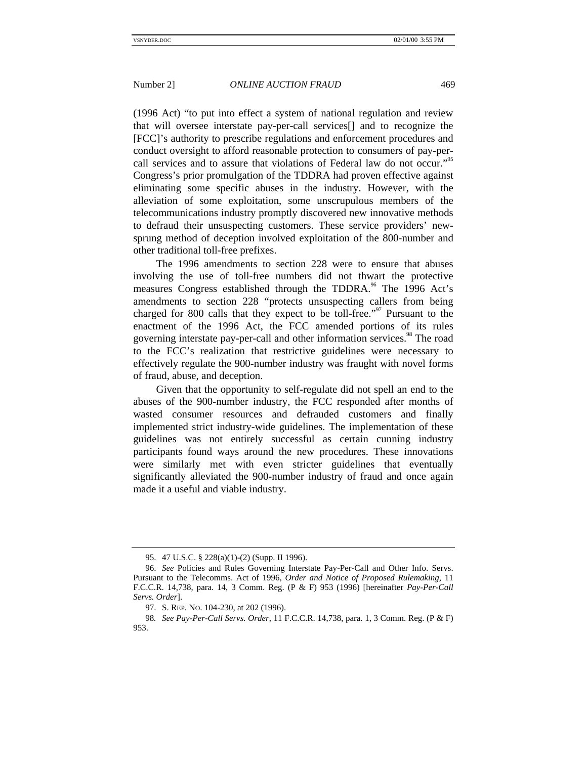(1996 Act) "to put into effect a system of national regulation and review that will oversee interstate pay-per-call services[] and to recognize the [FCC]'s authority to prescribe regulations and enforcement procedures and conduct oversight to afford reasonable protection to consumers of pay-per-call services and to assure that violations of Federal law do not occur."[95] Congress's prior promulgation of the TDDRA had proven effective against eliminating some specific abuses in the industry. However, with the alleviation of some exploitation, some unscrupulous members of the telecommunications industry promptly discovered new innovative methods to defraud their unsuspecting customers. These service providers' new-sprung method of deception involved exploitation of the 800-number and other traditional toll-free prefixes.

The 1996 amendments to section 228 were to ensure that abuses involving the use of toll-free numbers did not thwart the protective measures Congress established through the TDDRA.[96] The 1996 Act's amendments to section 228 "protects unsuspecting callers from being charged for 800 calls that they expect to be toll-free."[97] Pursuant to the enactment of the 1996 Act, the FCC amended portions of its rules governing interstate pay-per-call and other information services.[98] The road to the FCC's realization that restrictive guidelines were necessary to effectively regulate the 900-number industry was fraught with novel forms of fraud, abuse, and deception.

Given that the opportunity to self-regulate did not spell an end to the abuses of the 900-number industry, the FCC responded after months of wasted consumer resources and defrauded customers and finally implemented strict industry-wide guidelines. The implementation of these guidelines was not entirely successful as certain cunning industry participants found ways around the new procedures. These innovations were similarly met with even stricter guidelines that eventually significantly alleviated the 900-number industry of fraud and once again made it a useful and viable industry.

---

95. 47 U.S.C. § 228(a)(1)-(2) (Supp. II 1996).

96. *See* Policies and Rules Governing Interstate Pay-Per-Call and Other Info. Servs. Pursuant to the Telecomms. Act of 1996, *Order and Notice of Proposed Rulemaking*, 11 F.C.C.R. 14,738, para. 14, 3 Comm. Reg. (P & F) 953 (1996) [hereinafter *Pay-Per-Call Servs. Order*].

97. S. REP. NO. 104-230, at 202 (1996).

98. *See Pay-Per-Call Servs. Order*, 11 F.C.C.R. 14,738, para. 1, 3 Comm. Reg. (P & F) 953.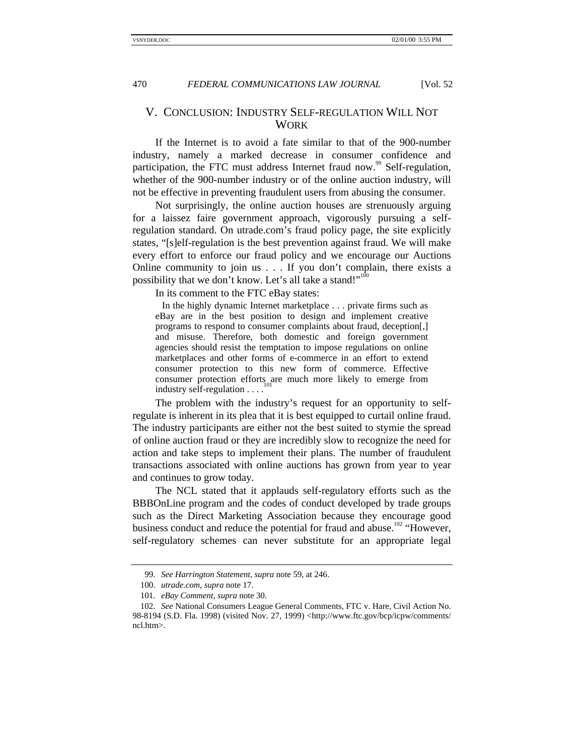## V. CONCLUSION: INDUSTRY SELF-REGULATION WILL NOT WORK

If the Internet is to avoid a fate similar to that of the 900-number industry, namely a marked decrease in consumer confidence and participation, the FTC must address Internet fraud now.[99] Self-regulation, whether of the 900-number industry or of the online auction industry, will not be effective in preventing fraudulent users from abusing the consumer.

Not surprisingly, the online auction houses are strenuously arguing for a laissez faire government approach, vigorously pursuing a self-regulation standard. On utrade.com's fraud policy page, the site explicitly states, "[s]elf-regulation is the best prevention against fraud. We will make every effort to enforce our fraud policy and we encourage our Auctions Online community to join us . . . If you don't complain, there exists a possibility that we don't know. Let's all take a stand!"[100]

In its comment to the FTC eBay states:

> In the highly dynamic Internet marketplace . . . private firms such as eBay are in the best position to design and implement creative programs to respond to consumer complaints about fraud, deception[,] and misuse. Therefore, both domestic and foreign government agencies should resist the temptation to impose regulations on online marketplaces and other forms of e-commerce in an effort to extend consumer protection to this new form of commerce. Effective consumer protection efforts are much more likely to emerge from industry self-regulation . . . .[101]

The problem with the industry's request for an opportunity to self-regulate is inherent in its plea that it is best equipped to curtail online fraud. The industry participants are either not the best suited to stymie the spread of online auction fraud or they are incredibly slow to recognize the need for action and take steps to implement their plans. The number of fraudulent transactions associated with online auctions has grown from year to year and continues to grow today.

The NCL stated that it applauds self-regulatory efforts such as the BBBOnLine program and the codes of conduct developed by trade groups such as the Direct Marketing Association because they encourage good business conduct and reduce the potential for fraud and abuse.[102] "However, self-regulatory schemes can never substitute for an appropriate legal

---

99. *See Harrington Statement*, *supra* note 59, at 246.

100. *utrade.com*, *supra* note 17.

101. *eBay Comment*, *supra* note 30.

102. *See* National Consumers League General Comments, FTC v. Hare, Civil Action No. 98-8194 (S.D. Fla. 1998) (visited Nov. 27, 1999) <http://www.ftc.gov/bcp/icpw/comments/ncl.htm>.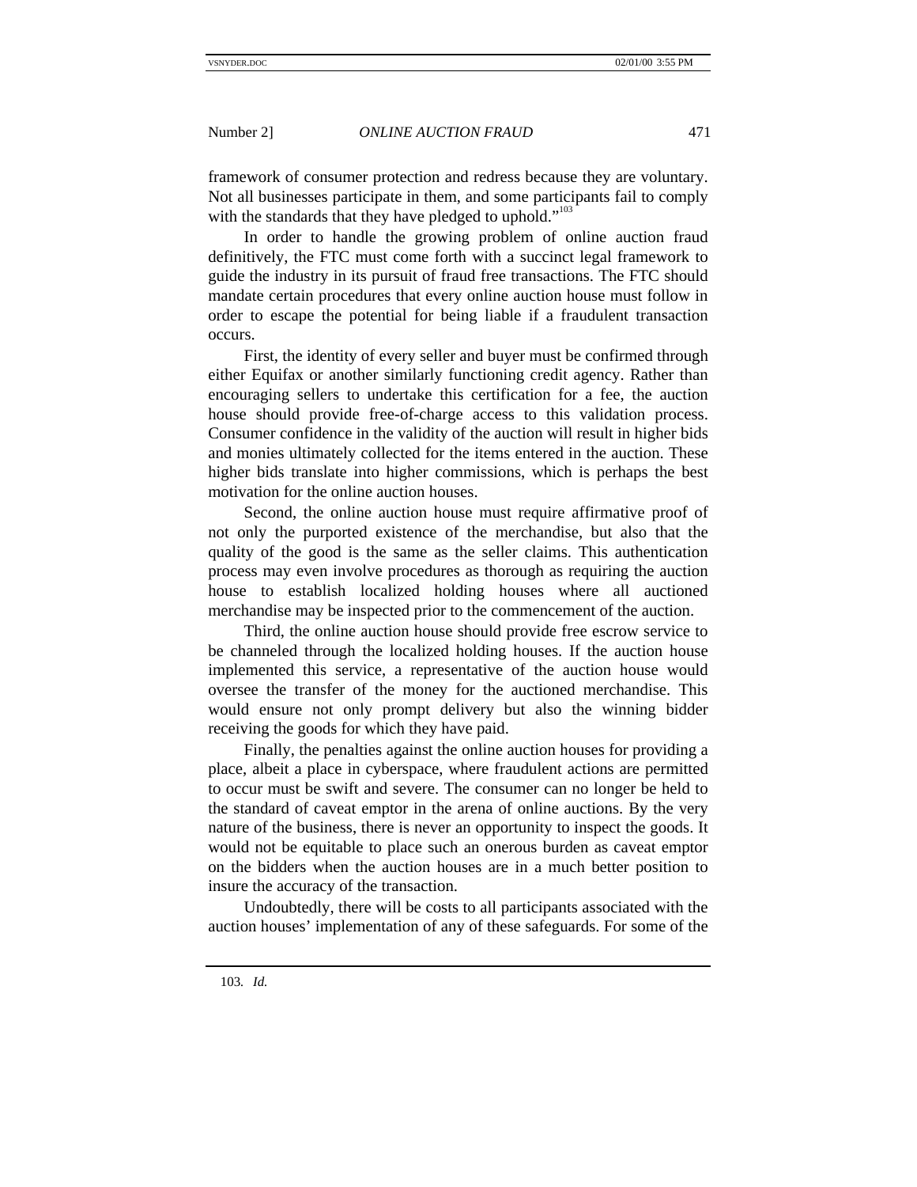framework of consumer protection and redress because they are voluntary. Not all businesses participate in them, and some participants fail to comply with the standards that they have pledged to uphold."[103]

In order to handle the growing problem of online auction fraud definitively, the FTC must come forth with a succinct legal framework to guide the industry in its pursuit of fraud free transactions. The FTC should mandate certain procedures that every online auction house must follow in order to escape the potential for being liable if a fraudulent transaction occurs.

First, the identity of every seller and buyer must be confirmed through either Equifax or another similarly functioning credit agency. Rather than encouraging sellers to undertake this certification for a fee, the auction house should provide free-of-charge access to this validation process. Consumer confidence in the validity of the auction will result in higher bids and monies ultimately collected for the items entered in the auction. These higher bids translate into higher commissions, which is perhaps the best motivation for the online auction houses.

Second, the online auction house must require affirmative proof of not only the purported existence of the merchandise, but also that the quality of the good is the same as the seller claims. This authentication process may even involve procedures as thorough as requiring the auction house to establish localized holding houses where all auctioned merchandise may be inspected prior to the commencement of the auction.

Third, the online auction house should provide free escrow service to be channeled through the localized holding houses. If the auction house implemented this service, a representative of the auction house would oversee the transfer of the money for the auctioned merchandise. This would ensure not only prompt delivery but also the winning bidder receiving the goods for which they have paid.

Finally, the penalties against the online auction houses for providing a place, albeit a place in cyberspace, where fraudulent actions are permitted to occur must be swift and severe. The consumer can no longer be held to the standard of caveat emptor in the arena of online auctions. By the very nature of the business, there is never an opportunity to inspect the goods. It would not be equitable to place such an onerous burden as caveat emptor on the bidders when the auction houses are in a much better position to insure the accuracy of the transaction.

Undoubtedly, there will be costs to all participants associated with the auction houses' implementation of any of these safeguards. For some of the

---

103. *Id.*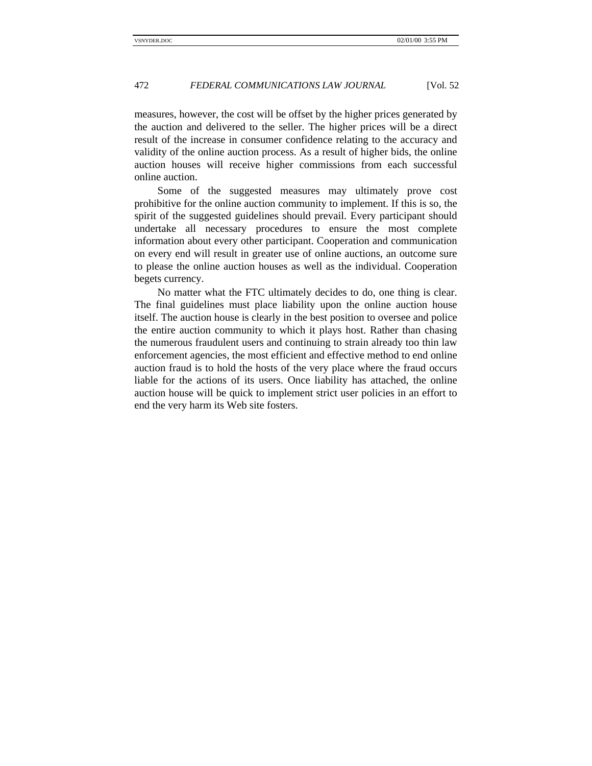measures, however, the cost will be offset by the higher prices generated by the auction and delivered to the seller. The higher prices will be a direct result of the increase in consumer confidence relating to the accuracy and validity of the online auction process. As a result of higher bids, the online auction houses will receive higher commissions from each successful online auction.

Some of the suggested measures may ultimately prove cost prohibitive for the online auction community to implement. If this is so, the spirit of the suggested guidelines should prevail. Every participant should undertake all necessary procedures to ensure the most complete information about every other participant. Cooperation and communication on every end will result in greater use of online auctions, an outcome sure to please the online auction houses as well as the individual. Cooperation begets currency.

No matter what the FTC ultimately decides to do, one thing is clear. The final guidelines must place liability upon the online auction house itself. The auction house is clearly in the best position to oversee and police the entire auction community to which it plays host. Rather than chasing the numerous fraudulent users and continuing to strain already too thin law enforcement agencies, the most efficient and effective method to end online auction fraud is to hold the hosts of the very place where the fraud occurs liable for the actions of its users. Once liability has attached, the online auction house will be quick to implement strict user policies in an effort to end the very harm its Web site fosters.